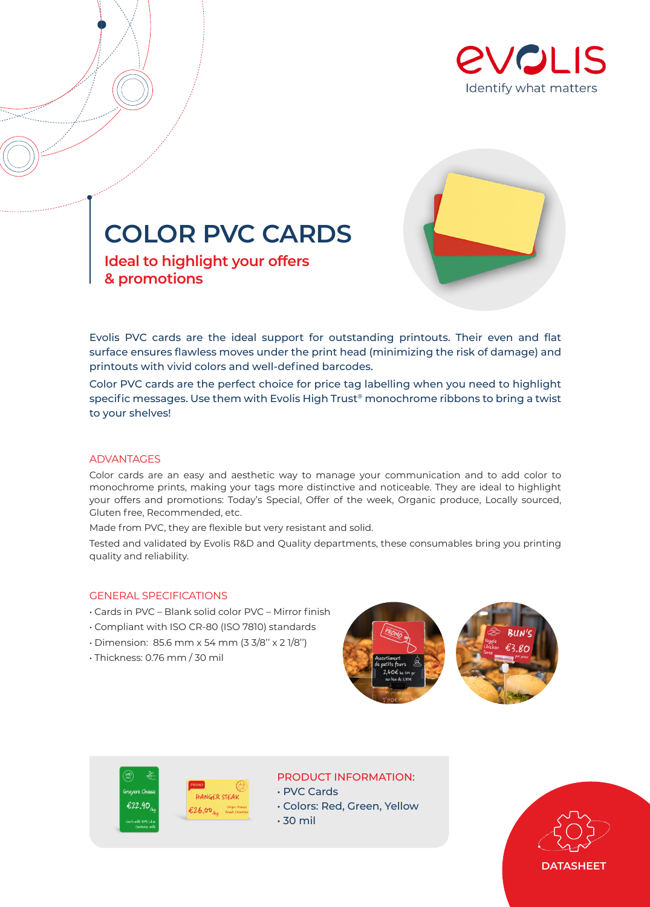EVOLIS
Identify what matters

# COLOR PVC CARDS

## Ideal to highlight your offers & promotions

Evolis PVC cards are the ideal support for outstanding printouts. Their even and flat surface ensures flawless moves under the print head (minimizing the risk of damage) and printouts with vivid colors and well-defined barcodes.

Color PVC cards are the perfect choice for price tag labelling when you need to highlight specific messages. Use them with Evolis High Trust® monochrome ribbons to bring a twist to your shelves!

### ADVANTAGES

Color cards are an easy and aesthetic way to manage your communication and to add color to monochrome prints, making your tags more distinctive and noticeable. They are ideal to highlight your offers and promotions: Today's Special, Offer of the week, Organic produce, Locally sourced, Gluten free, Recommended, etc.

Made from PVC, they are flexible but very resistant and solid.

Tested and validated by Evolis R&D and Quality departments, these consumables bring you printing quality and reliability.

### GENERAL SPECIFICATIONS

- Cards in PVC – Blank solid color PVC – Mirror finish
- Compliant with ISO CR-80 (ISO 7810) standards
- Dimension: 85.6 mm x 54 mm (3 3/8'' x 2 1/8'')
- Thickness: 0.76 mm / 30 mil

### PRODUCT INFORMATION:

- PVC Cards
- Colors: Red, Green, Yellow
- 30 mil

DATASHEET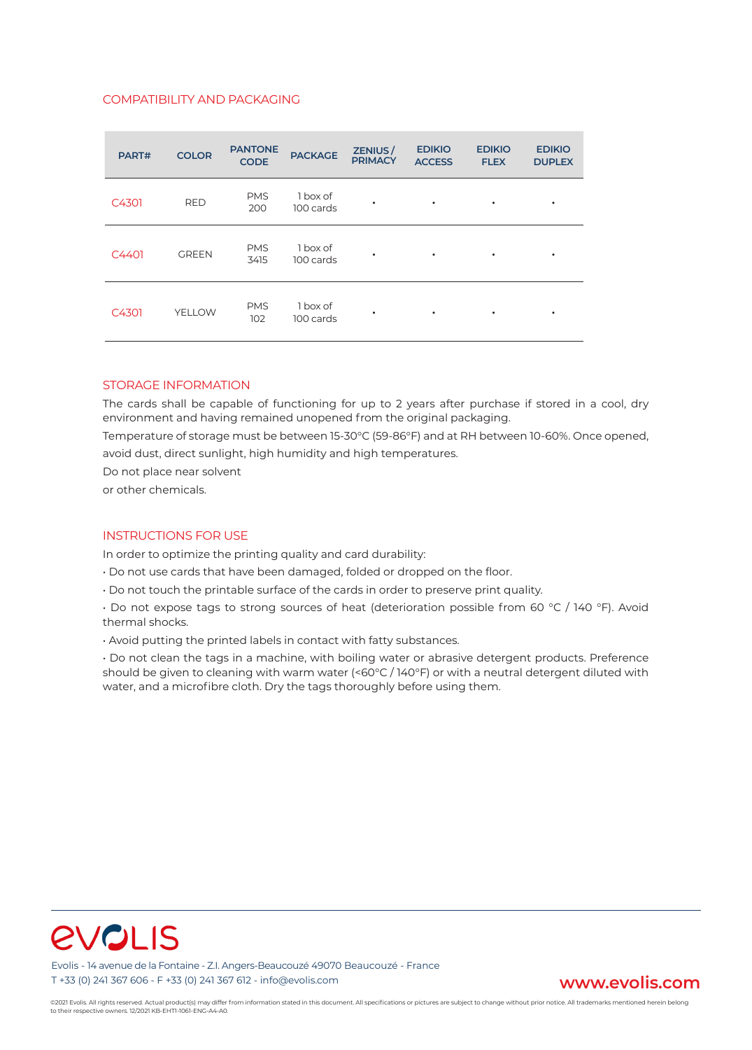## COMPATIBILITY AND PACKAGING

| PART# | COLOR | PANTONE CODE | PACKAGE | ZENIUS / PRIMACY | EDIKIO ACCESS | EDIKIO FLEX | EDIKIO DUPLEX |
|---|---|---|---|---|---|---|---|
| C4301 | RED | PMS 200 | 1 box of 100 cards | • | • | • | • |
| C4401 | GREEN | PMS 3415 | 1 box of 100 cards | • | • | • | • |
| C4301 | YELLOW | PMS 102 | 1 box of 100 cards | • | • | • | • |

## STORAGE INFORMATION

The cards shall be capable of functioning for up to 2 years after purchase if stored in a cool, dry environment and having remained unopened from the original packaging.

Temperature of storage must be between 15-30°C (59-86°F) and at RH between 10-60%. Once opened, avoid dust, direct sunlight, high humidity and high temperatures.

Do not place near solvent

or other chemicals.

## INSTRUCTIONS FOR USE

In order to optimize the printing quality and card durability:

- Do not use cards that have been damaged, folded or dropped on the floor.
- Do not touch the printable surface of the cards in order to preserve print quality.
- Do not expose tags to strong sources of heat (deterioration possible from 60 °C / 140 °F). Avoid thermal shocks.
- Avoid putting the printed labels in contact with fatty substances.
- Do not clean the tags in a machine, with boiling water or abrasive detergent products. Preference should be given to cleaning with warm water (<60°C / 140°F) or with a neutral detergent diluted with water, and a microfibre cloth. Dry the tags thoroughly before using them.

EVOLIS

Evolis - 14 avenue de la Fontaine - Z.I. Angers-Beaucouzé 49070 Beaucouzé - France
T +33 (0) 241 367 606 - F +33 (0) 241 367 612 - info@evolis.com

www.evolis.com

©2021 Evolis. All rights reserved. Actual product(s) may differ from information stated in this document. All specifications or pictures are subject to change without prior notice. All trademarks mentioned herein belong to their respective owners. 12/2021 KB-EHT1-1061-ENG-A4-A0.